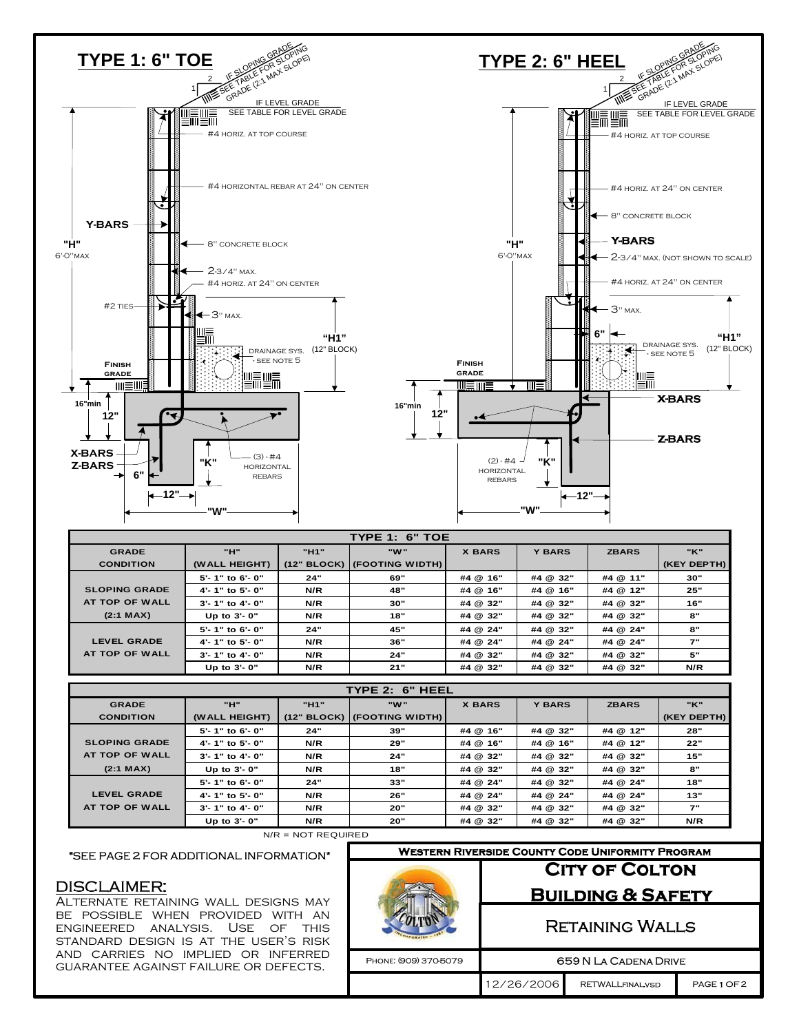## TYPE 1: 6" TOE

IF SLOPING GRADE SEE TABLE FOR SLOPING GRADE (2:1 MAX SLOPE)

IF LEVEL GRADE SEE TABLE FOR LEVEL GRADE

#4 HORIZ. AT TOP COURSE

#4 HORIZONTAL REBAR AT 24" ON CENTER

Y-BARS

"H" 6'-0" MAX

8" CONCRETE BLOCK

2-3/4" MAX.

#4 HORIZ. AT 24" ON CENTER

#2 TIES

3" MAX.

"H1" (12" BLOCK)

DRAINAGE SYS. - SEE NOTE 5

FINISH GRADE

16" min

12"

X-BARS

Z-BARS

6"

"K"

(3) - #4 HORIZONTAL REBARS

12"

"W"

## TYPE 2: 6" HEEL

IF SLOPING GRADE SEE TABLE FOR SLOPING GRADE (2:1 MAX SLOPE)

IF LEVEL GRADE SEE TABLE FOR LEVEL GRADE

#4 HORIZ. AT TOP COURSE

#4 HORIZ. AT 24" ON CENTER

8" CONCRETE BLOCK

Y-BARS

"H" 6'-0" MAX

2-3/4" MAX. (NOT SHOWN TO SCALE)

#4 HORIZ. AT 24" ON CENTER

3" MAX.

6"

"H1" (12" BLOCK)

DRAINAGE SYS. - SEE NOTE 5

FINISH GRADE

16" min

12"

X-BARS

Z-BARS

(2) - #4 HORIZONTAL REBARS

"K"

12"

"W"

| TYPE 1: 6" TOE | | | | | | | |
|---|---|---|---|---|---|---|---|
| GRADE CONDITION | "H" (WALL HEIGHT) | "H1" (12" BLOCK) | "W" (FOOTING WIDTH) | X BARS | Y BARS | ZBARS | "K" (KEY DEPTH) |
| SLOPING GRADE AT TOP OF WALL (2:1 MAX) | 5'- 1" to 6'- 0" | 24" | 69" | #4 @ 16" | #4 @ 32" | #4 @ 11" | 30" |
| | 4'- 1" to 5'- 0" | N/R | 48" | #4 @ 16" | #4 @ 16" | #4 @ 12" | 25" |
| | 3'- 1" to 4'- 0" | N/R | 30" | #4 @ 32" | #4 @ 32" | #4 @ 32" | 16" |
| | Up to 3'- 0" | N/R | 18" | #4 @ 32" | #4 @ 32" | #4 @ 32" | 8" |
| LEVEL GRADE AT TOP OF WALL | 5'- 1" to 6'- 0" | 24" | 45" | #4 @ 24" | #4 @ 32" | #4 @ 24" | 8" |
| | 4'- 1" to 5'- 0" | N/R | 36" | #4 @ 24" | #4 @ 24" | #4 @ 24" | 7" |
| | 3'- 1" to 4'- 0" | N/R | 24" | #4 @ 32" | #4 @ 32" | #4 @ 32" | 5" |
| | Up to 3'- 0" | N/R | 21" | #4 @ 32" | #4 @ 32" | #4 @ 32" | N/R |

| TYPE 2: 6" HEEL | | | | | | | |
|---|---|---|---|---|---|---|---|
| GRADE CONDITION | "H" (WALL HEIGHT) | "H1" (12" BLOCK) | "W" (FOOTING WIDTH) | X BARS | Y BARS | ZBARS | "K" (KEY DEPTH) |
| SLOPING GRADE AT TOP OF WALL (2:1 MAX) | 5'- 1" to 6'- 0" | 24" | 39" | #4 @ 16" | #4 @ 32" | #4 @ 12" | 28" |
| | 4'- 1" to 5'- 0" | N/R | 29" | #4 @ 16" | #4 @ 16" | #4 @ 12" | 22" |
| | 3'- 1" to 4'- 0" | N/R | 24" | #4 @ 32" | #4 @ 32" | #4 @ 32" | 15" |
| | Up to 3'- 0" | N/R | 18" | #4 @ 32" | #4 @ 32" | #4 @ 32" | 8" |
| LEVEL GRADE AT TOP OF WALL | 5'- 1" to 6'- 0" | 24" | 33" | #4 @ 24" | #4 @ 32" | #4 @ 24" | 18" |
| | 4'- 1" to 5'- 0" | N/R | 26" | #4 @ 24" | #4 @ 24" | #4 @ 24" | 13" |
| | 3'- 1" to 4'- 0" | N/R | 20" | #4 @ 32" | #4 @ 32" | #4 @ 32" | 7" |
| | Up to 3'- 0" | N/R | 20" | #4 @ 32" | #4 @ 32" | #4 @ 32" | N/R |

N/R = NOT REQUIRED

*SEE PAGE 2 FOR ADDITIONAL INFORMATION*

## DISCLAIMER:

ALTERNATE RETAINING WALL DESIGNS MAY BE POSSIBLE WHEN PROVIDED WITH AN ENGINEERED ANALYSIS. USE OF THIS STANDARD DESIGN IS AT THE USER'S RISK AND CARRIES NO IMPLIED OR INFERRED GUARANTEE AGAINST FAILURE OR DEFECTS.

**WESTERN RIVERSIDE COUNTY CODE UNIFORMITY PROGRAM**

**CITY OF COLTON**

**BUILDING & SAFETY**

RETAINING WALLS

PHONE: (909) 370-5079 | 659 N LA CADENA DRIVE

12/26/2006 | RETWALLFINAL.VSD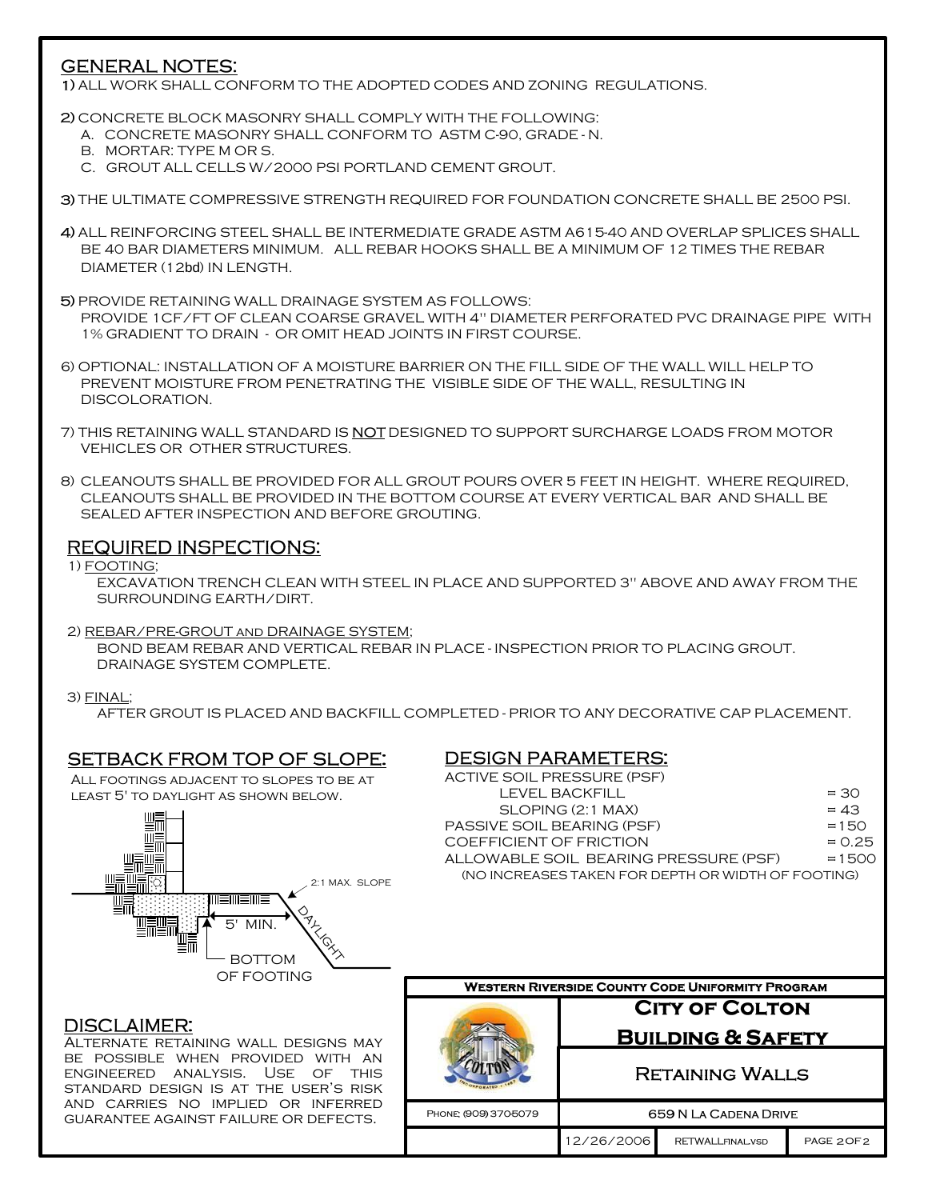## GENERAL NOTES:

1) ALL WORK SHALL CONFORM TO THE ADOPTED CODES AND ZONING REGULATIONS.

2) CONCRETE BLOCK MASONRY SHALL COMPLY WITH THE FOLLOWING:
   A. CONCRETE MASONRY SHALL CONFORM TO ASTM C-90, GRADE - N.
   B. MORTAR: TYPE M OR S.
   C. GROUT ALL CELLS W/2000 PSI PORTLAND CEMENT GROUT.

3) THE ULTIMATE COMPRESSIVE STRENGTH REQUIRED FOR FOUNDATION CONCRETE SHALL BE 2500 PSI.

4) ALL REINFORCING STEEL SHALL BE INTERMEDIATE GRADE ASTM A615-40 AND OVERLAP SPLICES SHALL BE 40 BAR DIAMETERS MINIMUM. ALL REBAR HOOKS SHALL BE A MINIMUM OF 12 TIMES THE REBAR DIAMETER (12bd) IN LENGTH.

5) PROVIDE RETAINING WALL DRAINAGE SYSTEM AS FOLLOWS:
   PROVIDE 1CF/FT OF CLEAN COARSE GRAVEL WITH 4'' DIAMETER PERFORATED PVC DRAINAGE PIPE WITH 1% GRADIENT TO DRAIN - OR OMIT HEAD JOINTS IN FIRST COURSE.

6) OPTIONAL: INSTALLATION OF A MOISTURE BARRIER ON THE FILL SIDE OF THE WALL WILL HELP TO PREVENT MOISTURE FROM PENETRATING THE VISIBLE SIDE OF THE WALL, RESULTING IN DISCOLORATION.

7) THIS RETAINING WALL STANDARD IS NOT DESIGNED TO SUPPORT SURCHARGE LOADS FROM MOTOR VEHICLES OR OTHER STRUCTURES.

8) CLEANOUTS SHALL BE PROVIDED FOR ALL GROUT POURS OVER 5 FEET IN HEIGHT. WHERE REQUIRED, CLEANOUTS SHALL BE PROVIDED IN THE BOTTOM COURSE AT EVERY VERTICAL BAR AND SHALL BE SEALED AFTER INSPECTION AND BEFORE GROUTING.

## REQUIRED INSPECTIONS:

1) FOOTING;
   EXCAVATION TRENCH CLEAN WITH STEEL IN PLACE AND SUPPORTED 3'' ABOVE AND AWAY FROM THE SURROUNDING EARTH/DIRT.

2) REBAR/PRE-GROUT AND DRAINAGE SYSTEM;
   BOND BEAM REBAR AND VERTICAL REBAR IN PLACE - INSPECTION PRIOR TO PLACING GROUT. DRAINAGE SYSTEM COMPLETE.

3) FINAL;
   AFTER GROUT IS PLACED AND BACKFILL COMPLETED - PRIOR TO ANY DECORATIVE CAP PLACEMENT.

## SETBACK FROM TOP OF SLOPE:

All footings adjacent to slopes to be at least 5' to daylight as shown below.

2:1 MAX. SLOPE

DAYLIGHT

5' MIN.

BOTTOM OF FOOTING

## DESIGN PARAMETERS:

| | |
|---|---|
| ACTIVE SOIL PRESSURE (PSF) | |
| LEVEL BACKFILL | = 30 |
| SLOPING (2:1 MAX) | = 43 |
| PASSIVE SOIL BEARING (PSF) | =150 |
| COEFFICIENT OF FRICTION | = 0.25 |
| ALLOWABLE SOIL BEARING PRESSURE (PSF) | =1500 |

(NO INCREASES TAKEN FOR DEPTH OR WIDTH OF FOOTING)

## DISCLAIMER:

Alternate retaining wall designs may be possible when provided with an engineered analysis. Use of this standard design is at the user's risk and carries no implied or inferred guarantee against failure or defects.

**Western Riverside County Code Uniformity Program**

**City of Colton**

**Building & Safety**

Retaining Walls

Phone: (909) 3705079 | 659 N La Cadena Drive

12/26/2006 | RETWALLFINAL.VSD